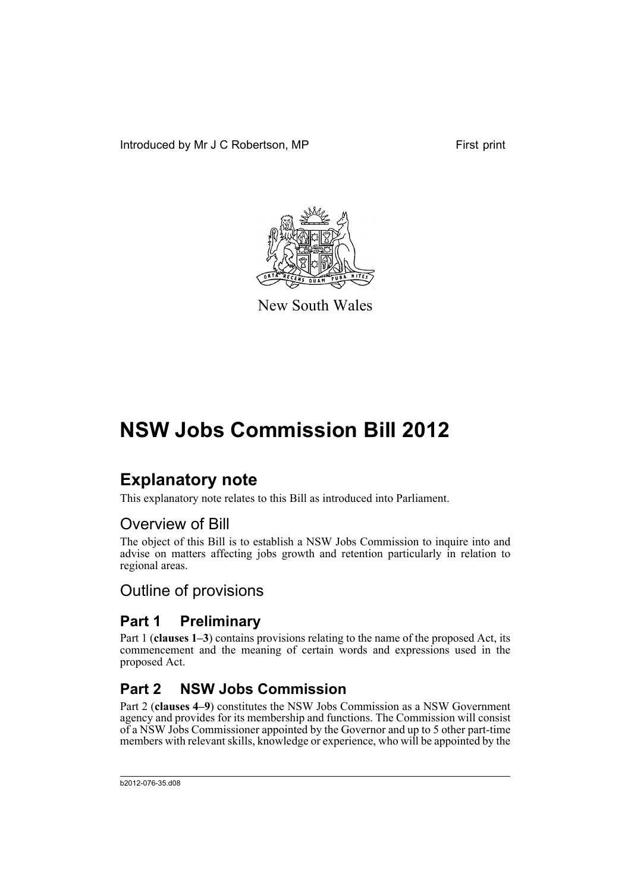Introduced by Mr J C Robertson, MP First print

New South Wales

# NSW Jobs Commission Bill 2012

## Explanatory note

This explanatory note relates to this Bill as introduced into Parliament.

## Overview of Bill

The object of this Bill is to establish a NSW Jobs Commission to inquire into and advise on matters affecting jobs growth and retention particularly in relation to regional areas.

## Outline of provisions

### Part 1 Preliminary

Part 1 (**clauses 1–3**) contains provisions relating to the name of the proposed Act, its commencement and the meaning of certain words and expressions used in the proposed Act.

### Part 2 NSW Jobs Commission

Part 2 (**clauses 4–9**) constitutes the NSW Jobs Commission as a NSW Government agency and provides for its membership and functions. The Commission will consist of a NSW Jobs Commissioner appointed by the Governor and up to 5 other part-time members with relevant skills, knowledge or experience, who will be appointed by the

b2012-076-35.d08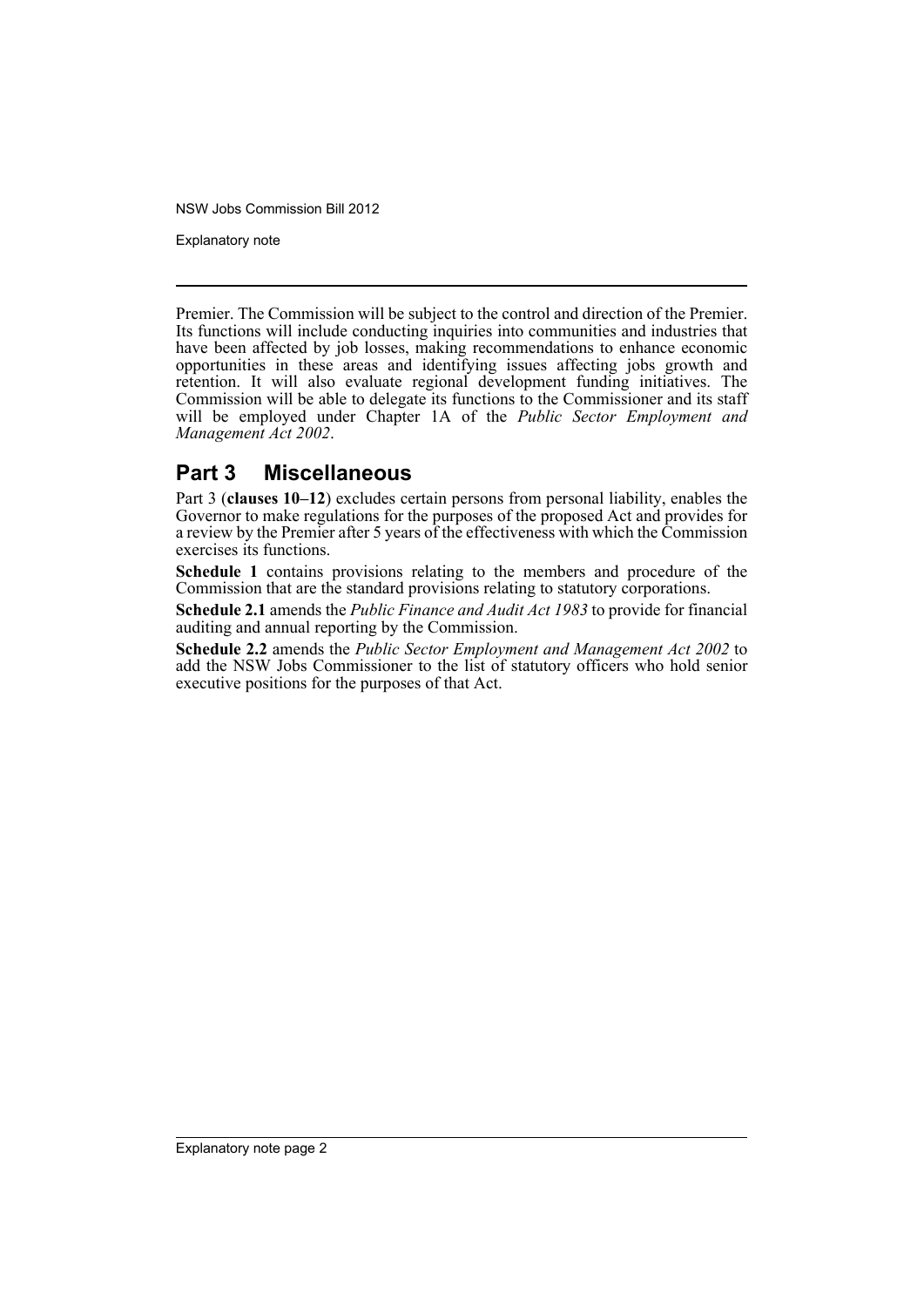Premier. The Commission will be subject to the control and direction of the Premier. Its functions will include conducting inquiries into communities and industries that have been affected by job losses, making recommendations to enhance economic opportunities in these areas and identifying issues affecting jobs growth and retention. It will also evaluate regional development funding initiatives. The Commission will be able to delegate its functions to the Commissioner and its staff will be employed under Chapter 1A of the *Public Sector Employment and Management Act 2002*.

## Part 3 Miscellaneous

Part 3 (**clauses 10–12**) excludes certain persons from personal liability, enables the Governor to make regulations for the purposes of the proposed Act and provides for a review by the Premier after 5 years of the effectiveness with which the Commission exercises its functions.

**Schedule 1** contains provisions relating to the members and procedure of the Commission that are the standard provisions relating to statutory corporations.

**Schedule 2.1** amends the *Public Finance and Audit Act 1983* to provide for financial auditing and annual reporting by the Commission.

**Schedule 2.2** amends the *Public Sector Employment and Management Act 2002* to add the NSW Jobs Commissioner to the list of statutory officers who hold senior executive positions for the purposes of that Act.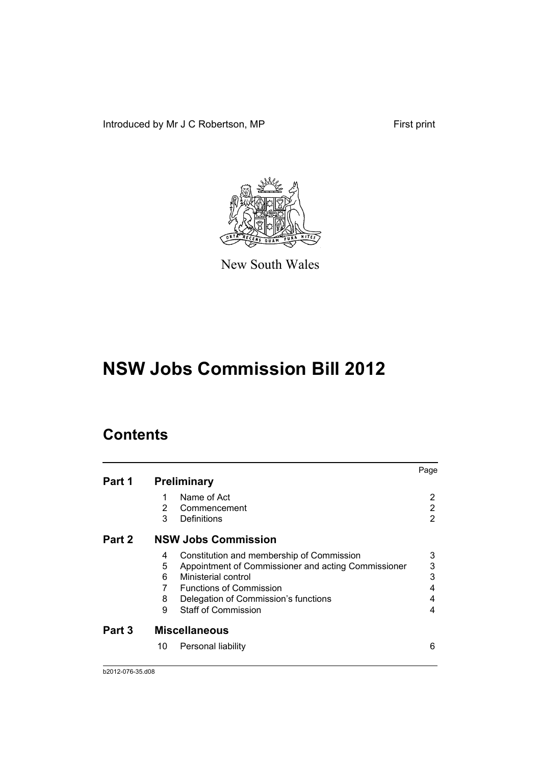Introduced by Mr J C Robertson, MP First print

New South Wales

# NSW Jobs Commission Bill 2012

## Contents

| | | | Page |
|---|---|---|---|
| **Part 1** | **Preliminary** | | |
| | 1 | Name of Act | 2 |
| | 2 | Commencement | 2 |
| | 3 | Definitions | 2 |
| **Part 2** | **NSW Jobs Commission** | | |
| | 4 | Constitution and membership of Commission | 3 |
| | 5 | Appointment of Commissioner and acting Commissioner | 3 |
| | 6 | Ministerial control | 3 |
| | 7 | Functions of Commission | 4 |
| | 8 | Delegation of Commission's functions | 4 |
| | 9 | Staff of Commission | 4 |
| **Part 3** | **Miscellaneous** | | |
| | 10 | Personal liability | 6 |

b2012-076-35.d08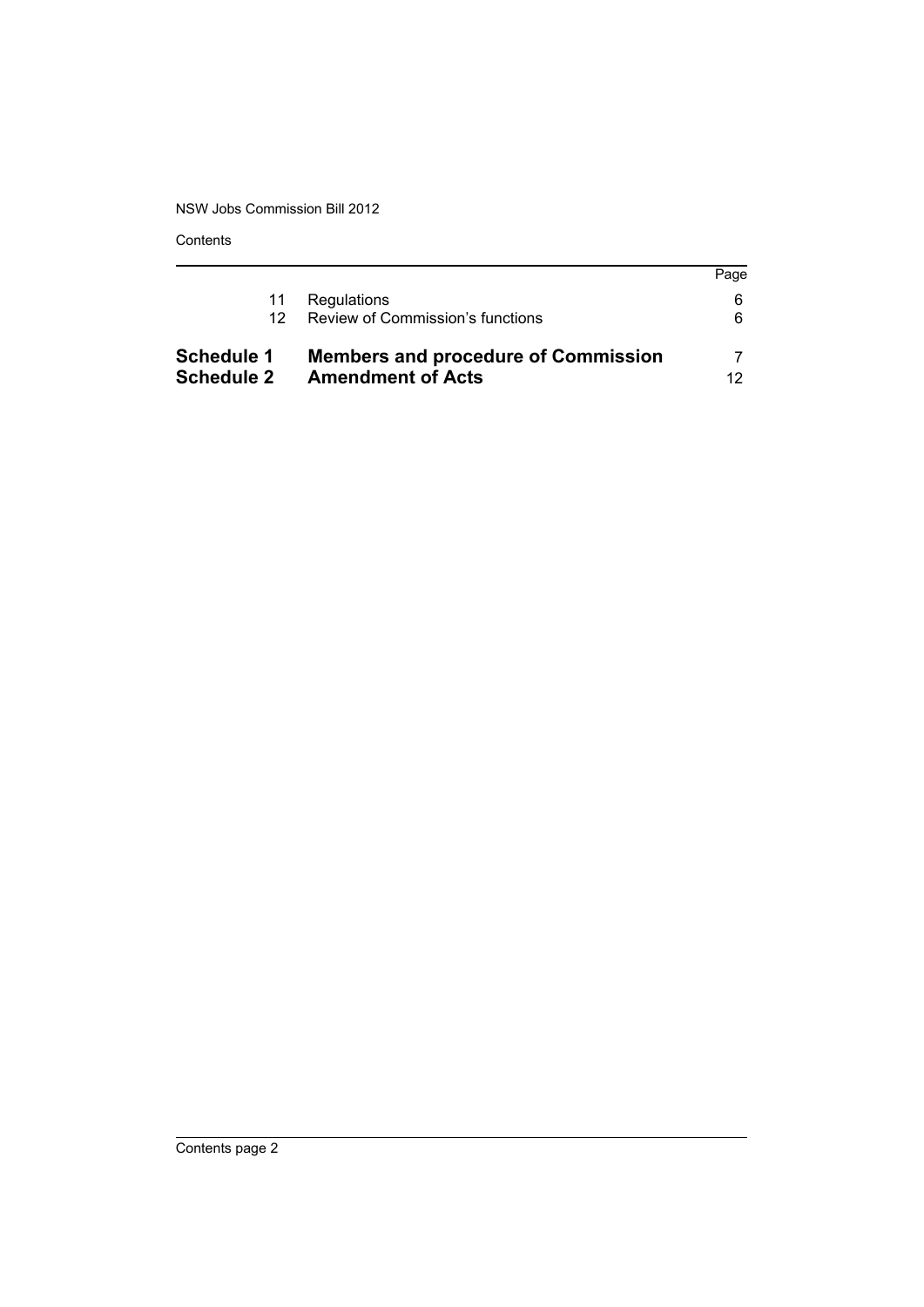Contents

| | | Page |
|---|---|---|
| 11 | Regulations | 6 |
| 12 | Review of Commission's functions | 6 |
| **Schedule 1** | **Members and procedure of Commission** | 7 |
| **Schedule 2** | **Amendment of Acts** | 12 |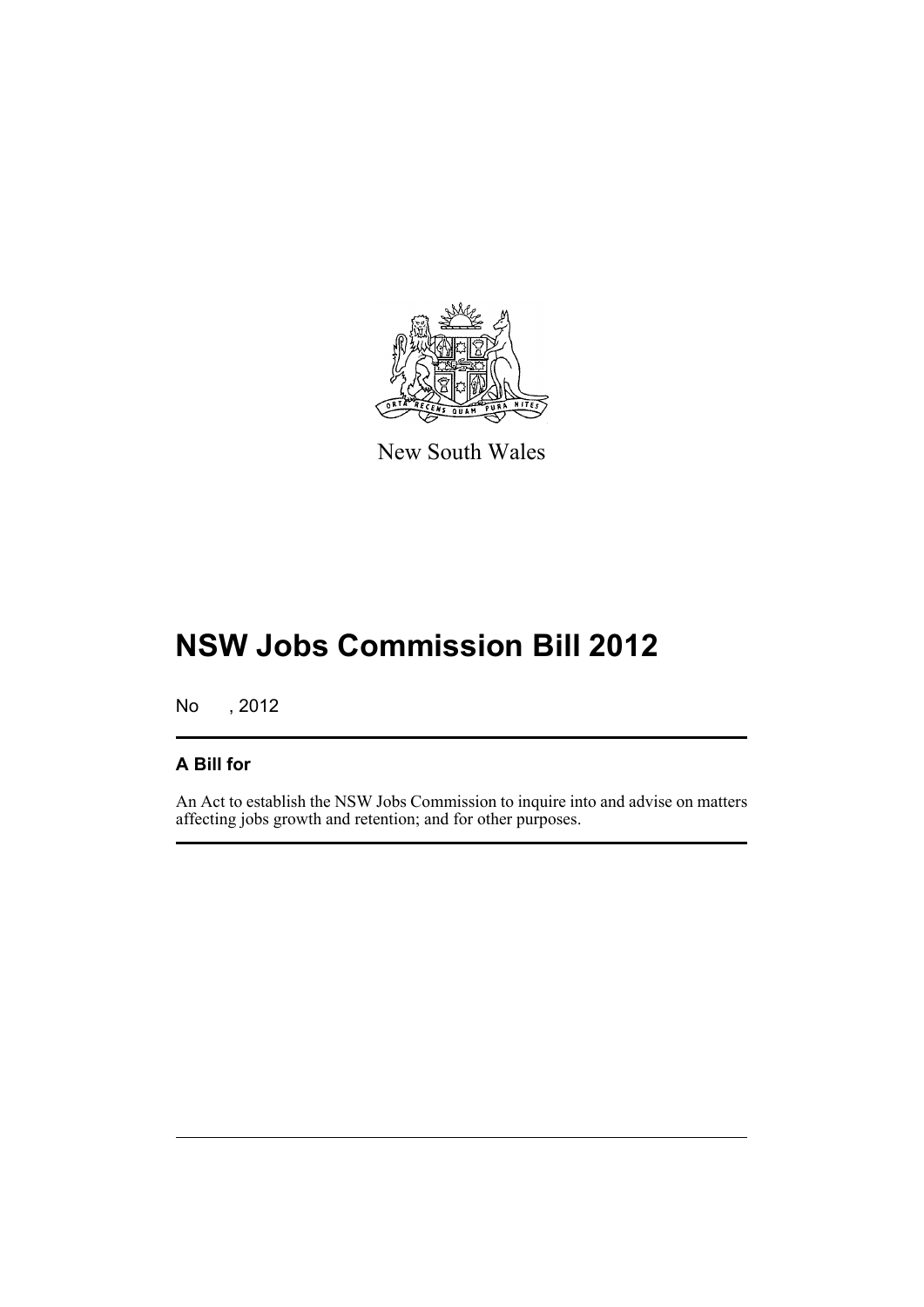New South Wales

# NSW Jobs Commission Bill 2012

No , 2012

## A Bill for

An Act to establish the NSW Jobs Commission to inquire into and advise on matters affecting jobs growth and retention; and for other purposes.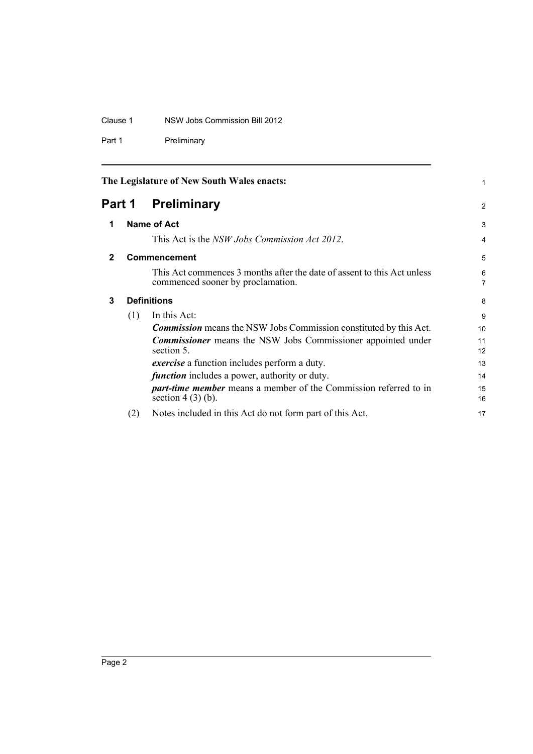The Legislature of New South Wales enacts:

# Part 1 Preliminary

## 1 Name of Act

This Act is the *NSW Jobs Commission Act 2012*.

## 2 Commencement

This Act commences 3 months after the date of assent to this Act unless commenced sooner by proclamation.

## 3 Definitions

(1) In this Act:

***Commission*** means the NSW Jobs Commission constituted by this Act.

***Commissioner*** means the NSW Jobs Commissioner appointed under section 5.

***exercise*** a function includes perform a duty.

***function*** includes a power, authority or duty.

***part-time member*** means a member of the Commission referred to in section 4 (3) (b).

(2) Notes included in this Act do not form part of this Act.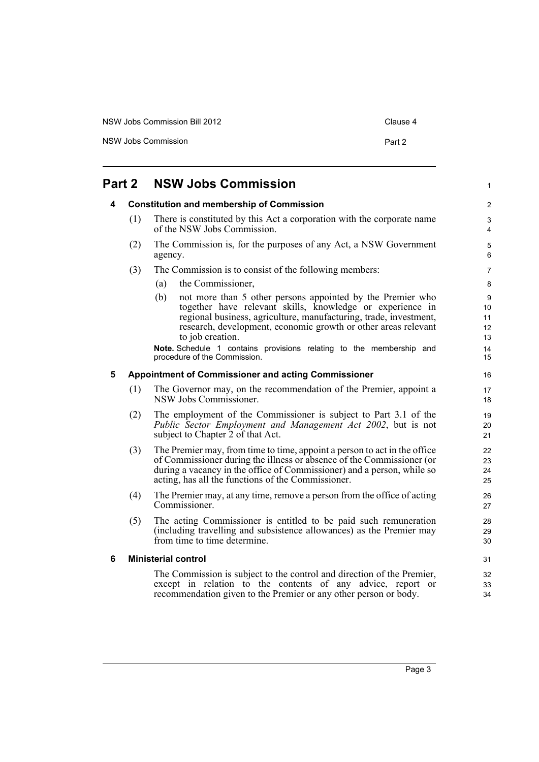# Part 2 NSW Jobs Commission

## 4 Constitution and membership of Commission

(1) There is constituted by this Act a corporation with the corporate name of the NSW Jobs Commission.

(2) The Commission is, for the purposes of any Act, a NSW Government agency.

(3) The Commission is to consist of the following members:

- (a) the Commissioner,
- (b) not more than 5 other persons appointed by the Premier who together have relevant skills, knowledge or experience in regional business, agriculture, manufacturing, trade, investment, research, development, economic growth or other areas relevant to job creation.

**Note.** Schedule 1 contains provisions relating to the membership and procedure of the Commission.

## 5 Appointment of Commissioner and acting Commissioner

(1) The Governor may, on the recommendation of the Premier, appoint a NSW Jobs Commissioner.

(2) The employment of the Commissioner is subject to Part 3.1 of the *Public Sector Employment and Management Act 2002*, but is not subject to Chapter 2 of that Act.

(3) The Premier may, from time to time, appoint a person to act in the office of Commissioner during the illness or absence of the Commissioner (or during a vacancy in the office of Commissioner) and a person, while so acting, has all the functions of the Commissioner.

(4) The Premier may, at any time, remove a person from the office of acting Commissioner.

(5) The acting Commissioner is entitled to be paid such remuneration (including travelling and subsistence allowances) as the Premier may from time to time determine.

## 6 Ministerial control

The Commission is subject to the control and direction of the Premier, except in relation to the contents of any advice, report or recommendation given to the Premier or any other person or body.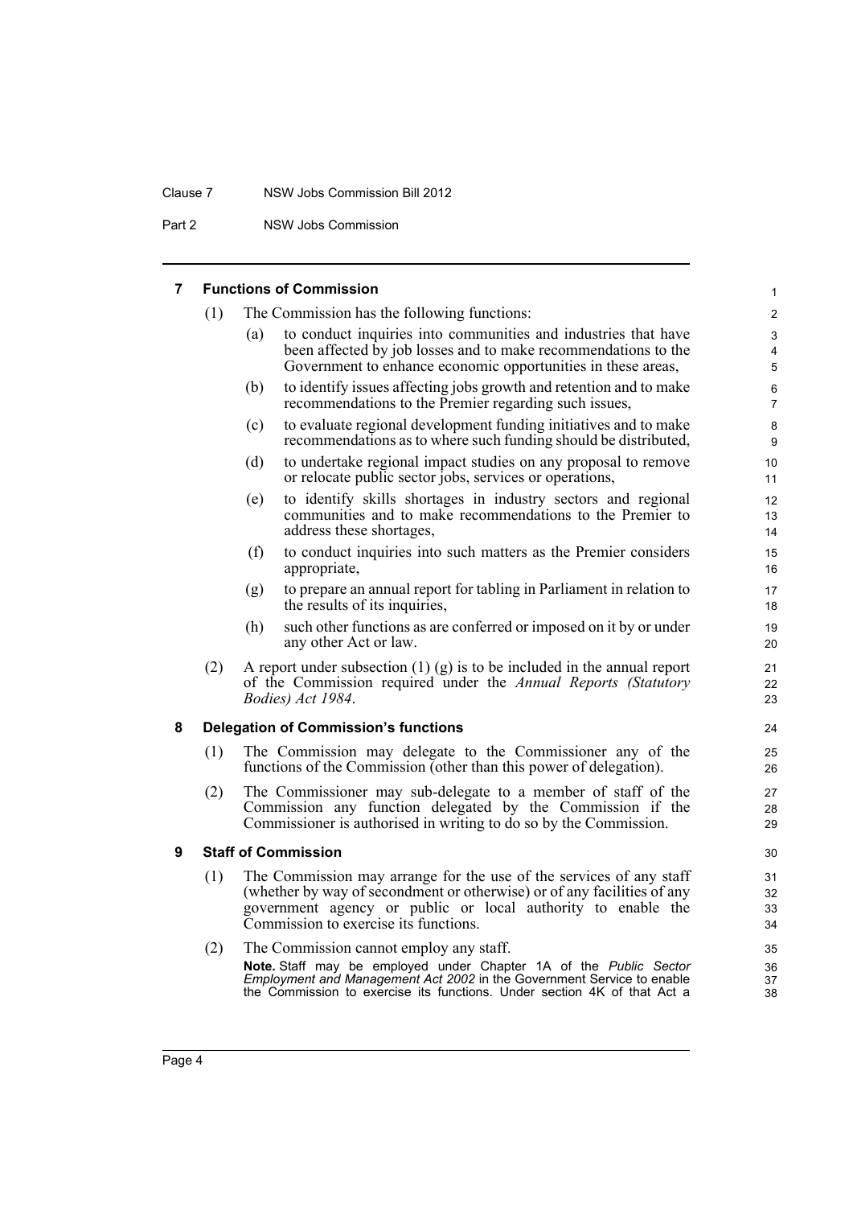### 7 Functions of Commission

(1) The Commission has the following functions:

(a) to conduct inquiries into communities and industries that have been affected by job losses and to make recommendations to the Government to enhance economic opportunities in these areas,

(b) to identify issues affecting jobs growth and retention and to make recommendations to the Premier regarding such issues,

(c) to evaluate regional development funding initiatives and to make recommendations as to where such funding should be distributed,

(d) to undertake regional impact studies on any proposal to remove or relocate public sector jobs, services or operations,

(e) to identify skills shortages in industry sectors and regional communities and to make recommendations to the Premier to address these shortages,

(f) to conduct inquiries into such matters as the Premier considers appropriate,

(g) to prepare an annual report for tabling in Parliament in relation to the results of its inquiries,

(h) such other functions as are conferred or imposed on it by or under any other Act or law.

(2) A report under subsection (1) (g) is to be included in the annual report of the Commission required under the *Annual Reports (Statutory Bodies) Act 1984*.

### 8 Delegation of Commission's functions

(1) The Commission may delegate to the Commissioner any of the functions of the Commission (other than this power of delegation).

(2) The Commissioner may sub-delegate to a member of staff of the Commission any function delegated by the Commission if the Commissioner is authorised in writing to do so by the Commission.

### 9 Staff of Commission

(1) The Commission may arrange for the use of the services of any staff (whether by way of secondment or otherwise) or of any facilities of any government agency or public or local authority to enable the Commission to exercise its functions.

(2) The Commission cannot employ any staff.

**Note.** Staff may be employed under Chapter 1A of the *Public Sector Employment and Management Act 2002* in the Government Service to enable the Commission to exercise its functions. Under section 4K of that Act a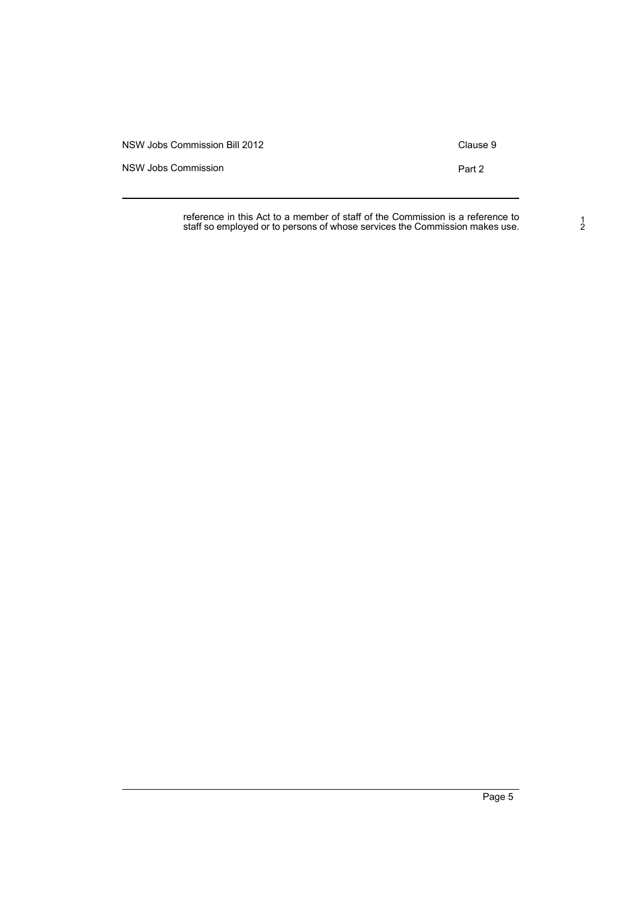reference in this Act to a member of staff of the Commission is a reference to staff so employed or to persons of whose services the Commission makes use.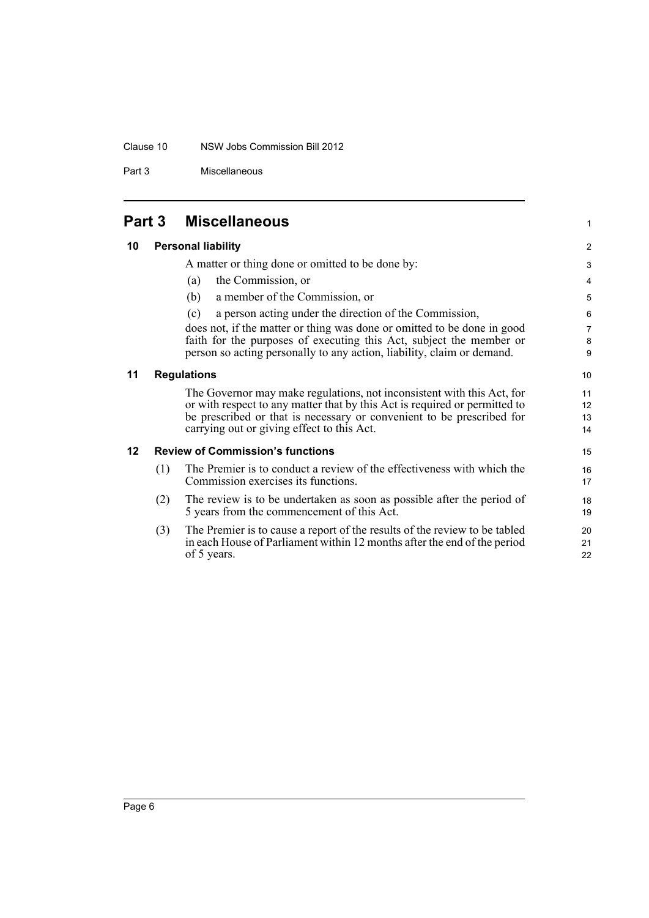## Part 3 Miscellaneous

### 10 Personal liability

A matter or thing done or omitted to be done by:

(a) the Commission, or

(b) a member of the Commission, or

(c) a person acting under the direction of the Commission,

does not, if the matter or thing was done or omitted to be done in good faith for the purposes of executing this Act, subject the member or person so acting personally to any action, liability, claim or demand.

### 11 Regulations

The Governor may make regulations, not inconsistent with this Act, for or with respect to any matter that by this Act is required or permitted to be prescribed or that is necessary or convenient to be prescribed for carrying out or giving effect to this Act.

### 12 Review of Commission's functions

(1) The Premier is to conduct a review of the effectiveness with which the Commission exercises its functions.

(2) The review is to be undertaken as soon as possible after the period of 5 years from the commencement of this Act.

(3) The Premier is to cause a report of the results of the review to be tabled in each House of Parliament within 12 months after the end of the period of 5 years.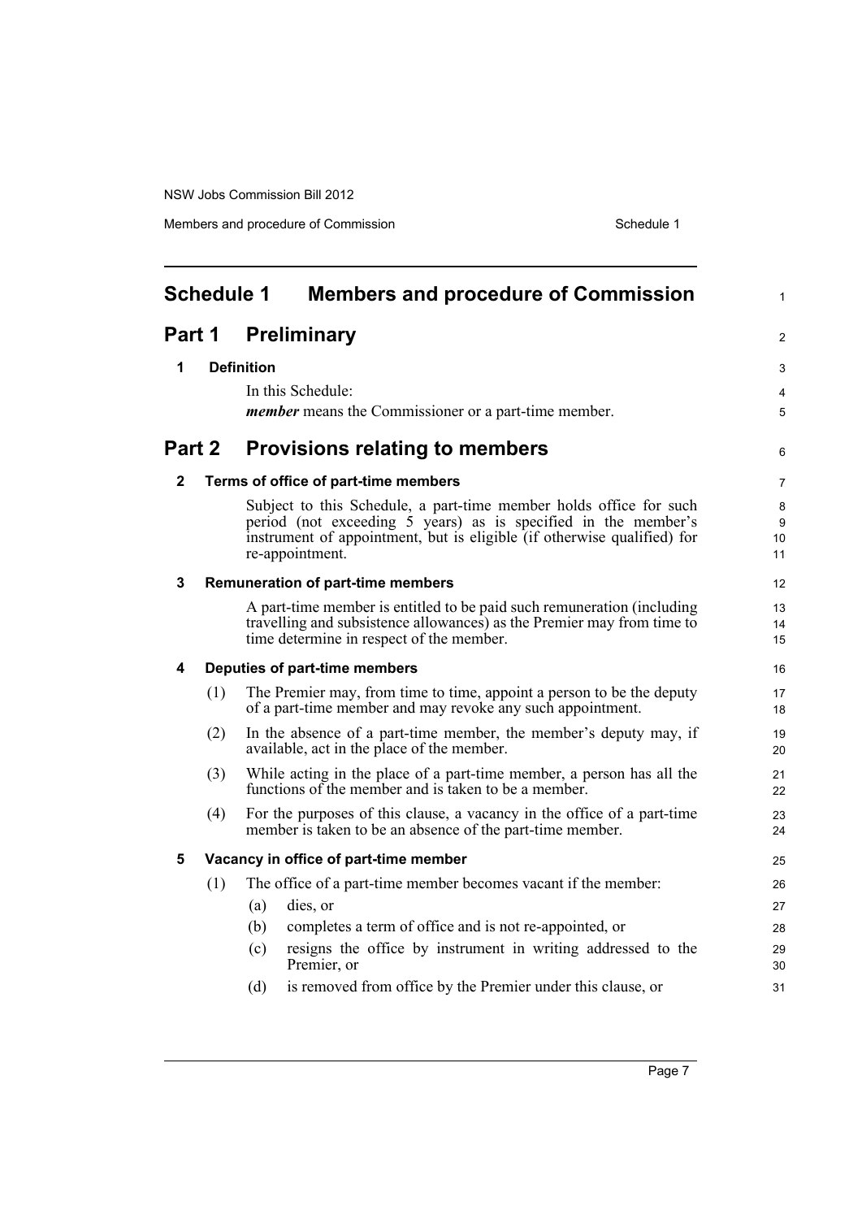# Schedule 1 Members and procedure of Commission

## Part 1 Preliminary

### 1 Definition

In this Schedule:

***member*** means the Commissioner or a part-time member.

## Part 2 Provisions relating to members

### 2 Terms of office of part-time members

Subject to this Schedule, a part-time member holds office for such period (not exceeding 5 years) as is specified in the member's instrument of appointment, but is eligible (if otherwise qualified) for re-appointment.

### 3 Remuneration of part-time members

A part-time member is entitled to be paid such remuneration (including travelling and subsistence allowances) as the Premier may from time to time determine in respect of the member.

### 4 Deputies of part-time members

(1) The Premier may, from time to time, appoint a person to be the deputy of a part-time member and may revoke any such appointment.

(2) In the absence of a part-time member, the member's deputy may, if available, act in the place of the member.

(3) While acting in the place of a part-time member, a person has all the functions of the member and is taken to be a member.

(4) For the purposes of this clause, a vacancy in the office of a part-time member is taken to be an absence of the part-time member.

### 5 Vacancy in office of part-time member

(1) The office of a part-time member becomes vacant if the member:

(a) dies, or

(b) completes a term of office and is not re-appointed, or

(c) resigns the office by instrument in writing addressed to the Premier, or

(d) is removed from office by the Premier under this clause, or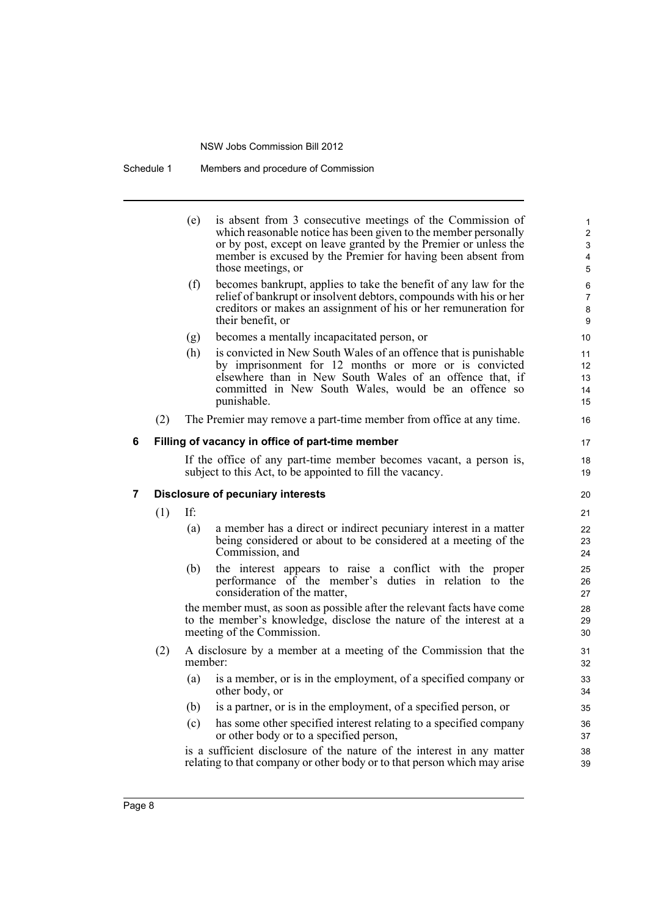(e) is absent from 3 consecutive meetings of the Commission of which reasonable notice has been given to the member personally or by post, except on leave granted by the Premier or unless the member is excused by the Premier for having been absent from those meetings, or

(f) becomes bankrupt, applies to take the benefit of any law for the relief of bankrupt or insolvent debtors, compounds with his or her creditors or makes an assignment of his or her remuneration for their benefit, or

(g) becomes a mentally incapacitated person, or

(h) is convicted in New South Wales of an offence that is punishable by imprisonment for 12 months or more or is convicted elsewhere than in New South Wales of an offence that, if committed in New South Wales, would be an offence so punishable.

(2) The Premier may remove a part-time member from office at any time.

### 6 Filling of vacancy in office of part-time member

If the office of any part-time member becomes vacant, a person is, subject to this Act, to be appointed to fill the vacancy.

### 7 Disclosure of pecuniary interests

(1) If:

(a) a member has a direct or indirect pecuniary interest in a matter being considered or about to be considered at a meeting of the Commission, and

(b) the interest appears to raise a conflict with the proper performance of the member's duties in relation to the consideration of the matter,

the member must, as soon as possible after the relevant facts have come to the member's knowledge, disclose the nature of the interest at a meeting of the Commission.

(2) A disclosure by a member at a meeting of the Commission that the member:

(a) is a member, or is in the employment, of a specified company or other body, or

(b) is a partner, or is in the employment, of a specified person, or

(c) has some other specified interest relating to a specified company or other body or to a specified person,

is a sufficient disclosure of the nature of the interest in any matter relating to that company or other body or to that person which may arise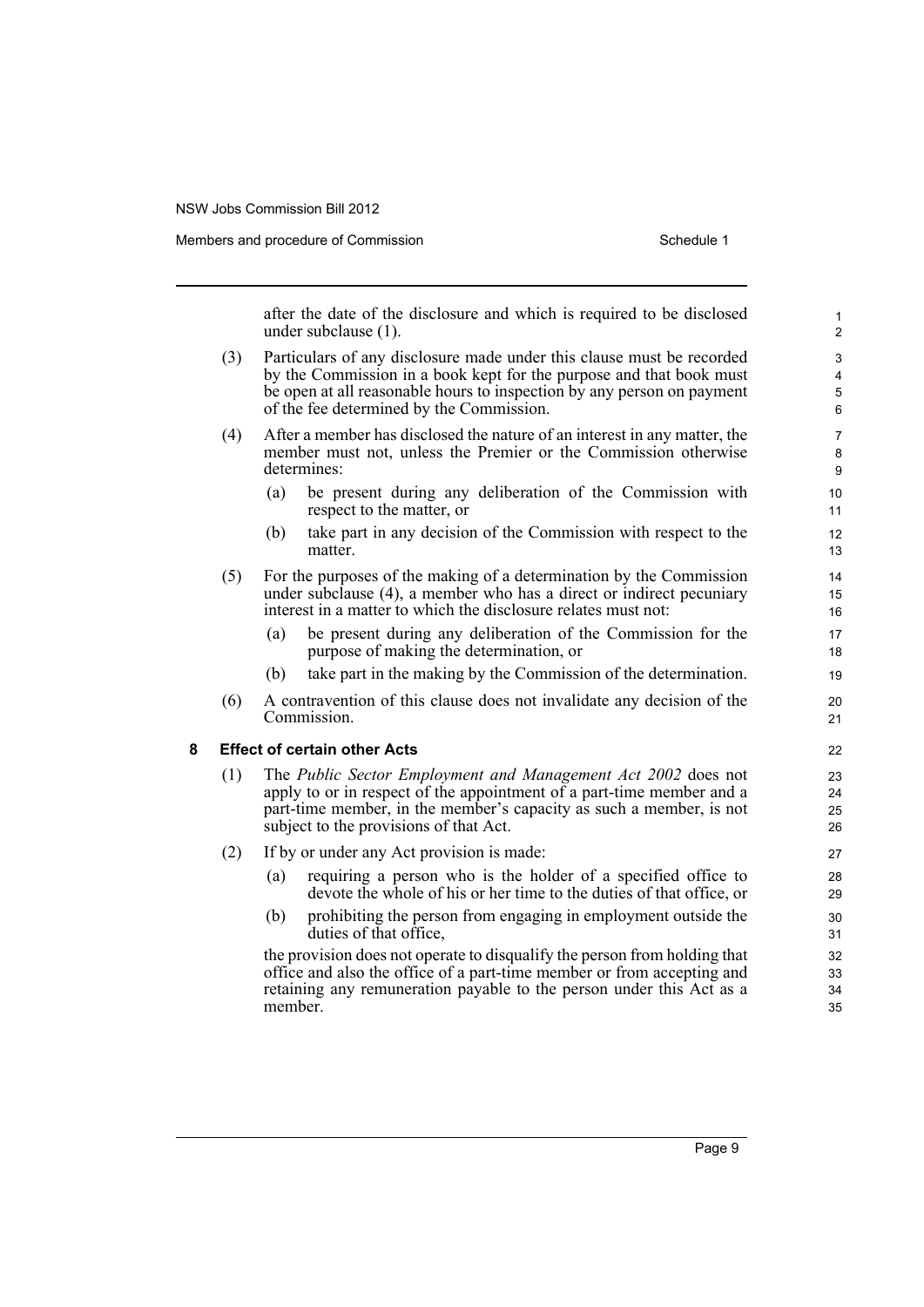after the date of the disclosure and which is required to be disclosed under subclause (1).

(3) Particulars of any disclosure made under this clause must be recorded by the Commission in a book kept for the purpose and that book must be open at all reasonable hours to inspection by any person on payment of the fee determined by the Commission.

(4) After a member has disclosed the nature of an interest in any matter, the member must not, unless the Premier or the Commission otherwise determines:

(a) be present during any deliberation of the Commission with respect to the matter, or

(b) take part in any decision of the Commission with respect to the matter.

(5) For the purposes of the making of a determination by the Commission under subclause (4), a member who has a direct or indirect pecuniary interest in a matter to which the disclosure relates must not:

(a) be present during any deliberation of the Commission for the purpose of making the determination, or

(b) take part in the making by the Commission of the determination.

(6) A contravention of this clause does not invalidate any decision of the Commission.

### 8 Effect of certain other Acts

(1) The *Public Sector Employment and Management Act 2002* does not apply to or in respect of the appointment of a part-time member and a part-time member, in the member's capacity as such a member, is not subject to the provisions of that Act.

(2) If by or under any Act provision is made:

(a) requiring a person who is the holder of a specified office to devote the whole of his or her time to the duties of that office, or

(b) prohibiting the person from engaging in employment outside the duties of that office,

the provision does not operate to disqualify the person from holding that office and also the office of a part-time member or from accepting and retaining any remuneration payable to the person under this Act as a member.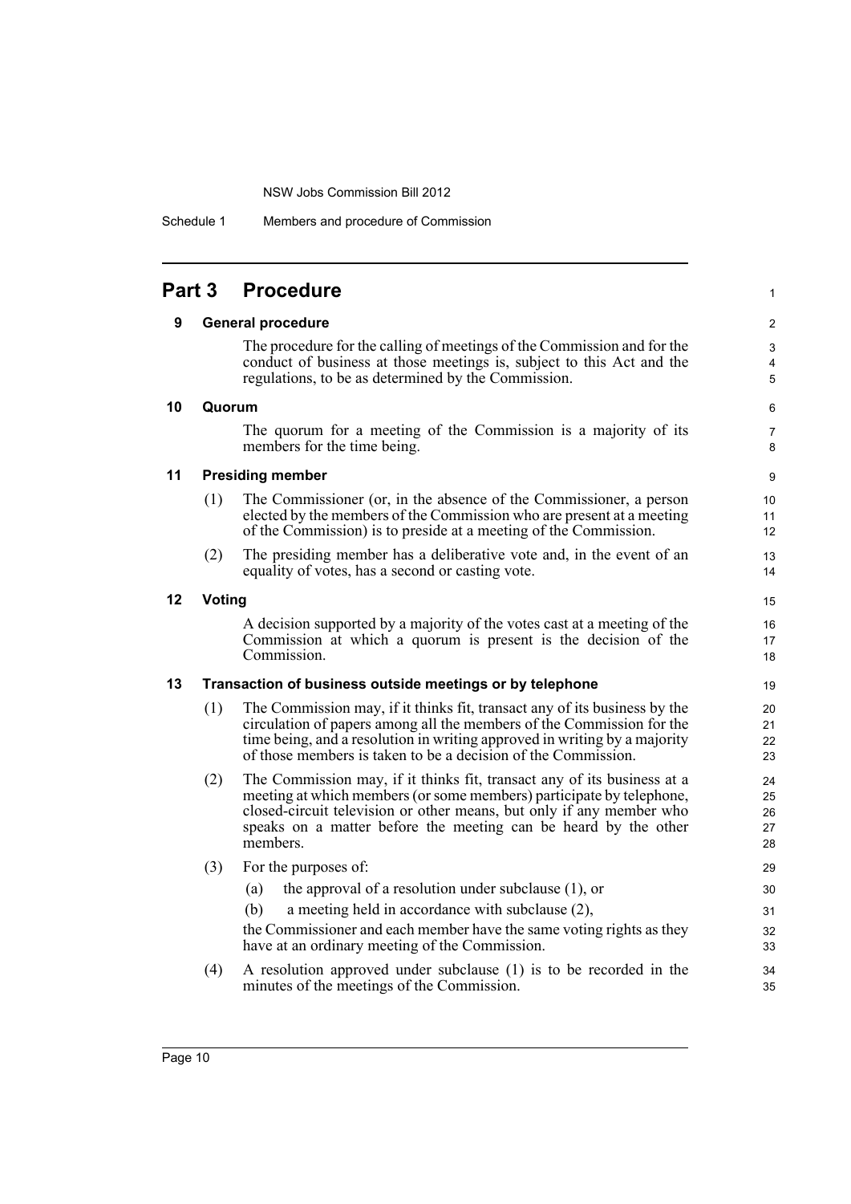## Part 3 Procedure

### 9 General procedure

The procedure for the calling of meetings of the Commission and for the conduct of business at those meetings is, subject to this Act and the regulations, to be as determined by the Commission.

### 10 Quorum

The quorum for a meeting of the Commission is a majority of its members for the time being.

### 11 Presiding member

(1) The Commissioner (or, in the absence of the Commissioner, a person elected by the members of the Commission who are present at a meeting of the Commission) is to preside at a meeting of the Commission.

(2) The presiding member has a deliberative vote and, in the event of an equality of votes, has a second or casting vote.

### 12 Voting

A decision supported by a majority of the votes cast at a meeting of the Commission at which a quorum is present is the decision of the Commission.

### 13 Transaction of business outside meetings or by telephone

(1) The Commission may, if it thinks fit, transact any of its business by the circulation of papers among all the members of the Commission for the time being, and a resolution in writing approved in writing by a majority of those members is taken to be a decision of the Commission.

(2) The Commission may, if it thinks fit, transact any of its business at a meeting at which members (or some members) participate by telephone, closed-circuit television or other means, but only if any member who speaks on a matter before the meeting can be heard by the other members.

(3) For the purposes of:

(a) the approval of a resolution under subclause (1), or

(b) a meeting held in accordance with subclause (2),

the Commissioner and each member have the same voting rights as they have at an ordinary meeting of the Commission.

(4) A resolution approved under subclause (1) is to be recorded in the minutes of the meetings of the Commission.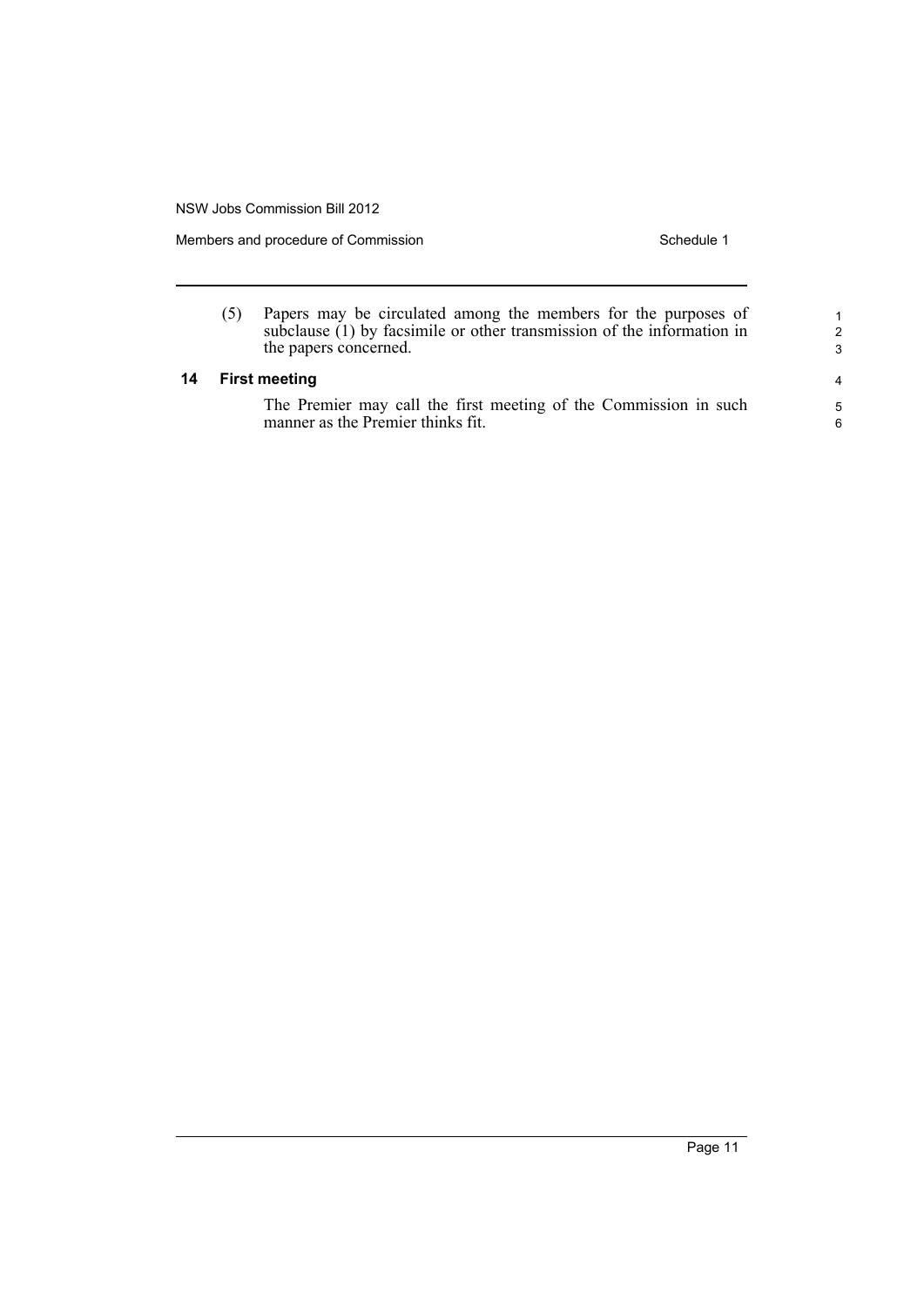(5) Papers may be circulated among the members for the purposes of subclause (1) by facsimile or other transmission of the information in the papers concerned.

### 14 First meeting

The Premier may call the first meeting of the Commission in such manner as the Premier thinks fit.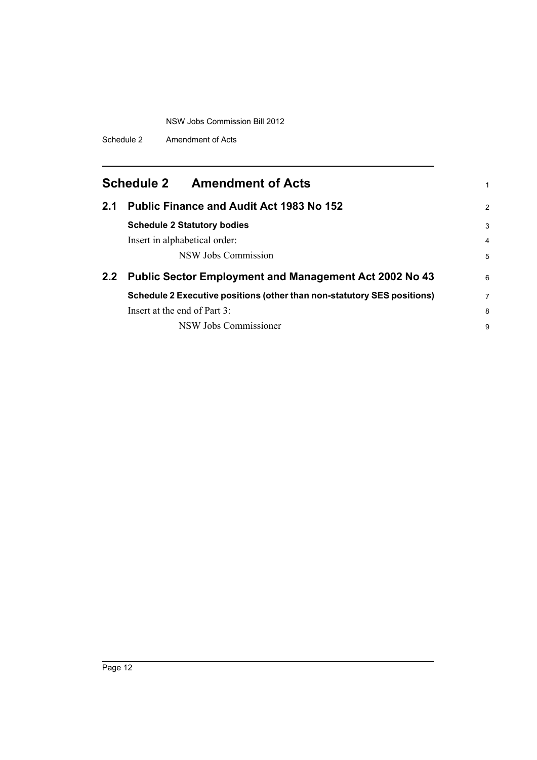# Schedule 2 Amendment of Acts

## 2.1 Public Finance and Audit Act 1983 No 152

**Schedule 2 Statutory bodies**

Insert in alphabetical order:

NSW Jobs Commission

## 2.2 Public Sector Employment and Management Act 2002 No 43

**Schedule 2 Executive positions (other than non-statutory SES positions)**

Insert at the end of Part 3:

NSW Jobs Commissioner